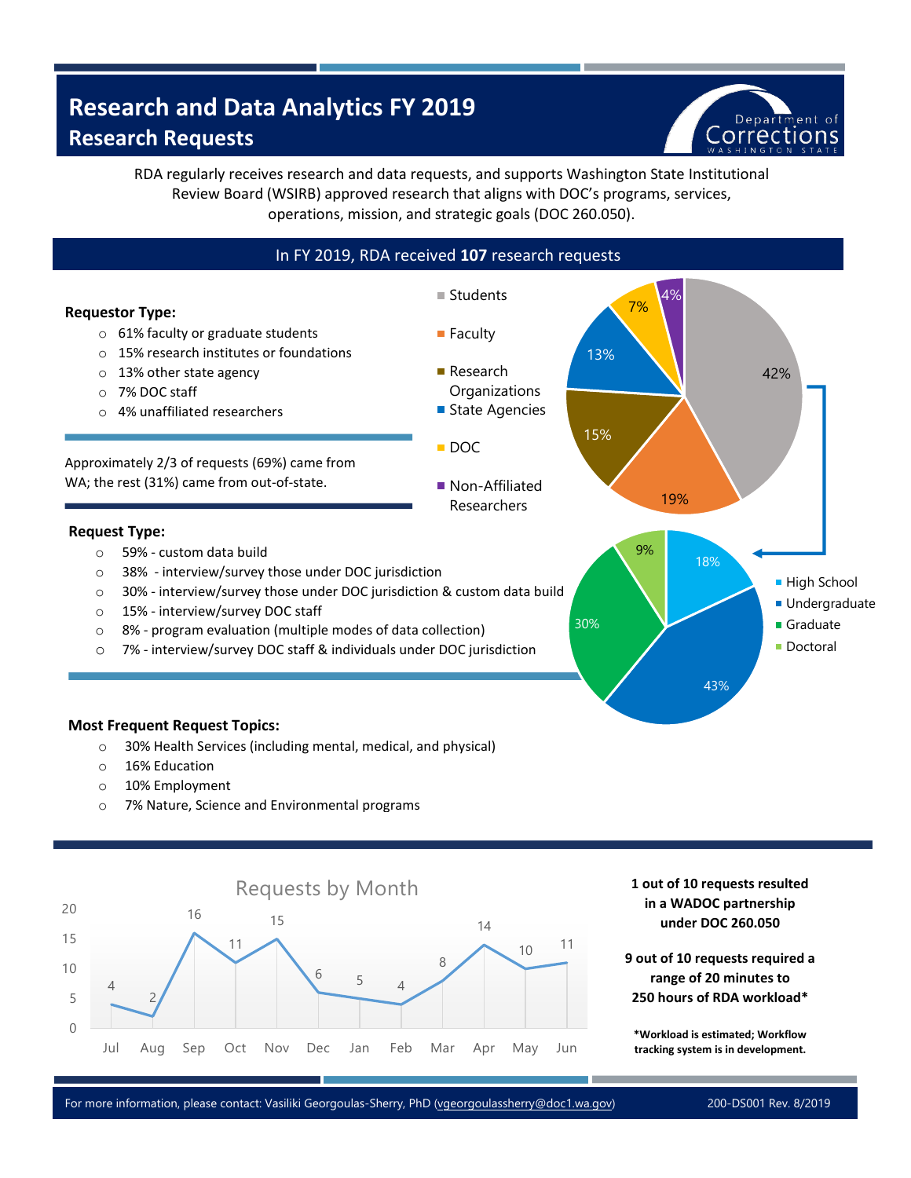# Research and Data Analytics FY 2019

## Research Requests

Department of Corrections WASHINGTON STATE

RDA regularly receives research and data requests, and supports Washington State Institutional Review Board (WSIRB) approved research that aligns with DOC's programs, services, operations, mission, and strategic goals (DOC 260.050).

**In FY 2019, RDA received 107 research requests**

**Requestor Type:**

- 61% faculty or graduate students
- 15% research institutes or foundations
- 13% other state agency
- 7% DOC staff
- 4% unaffiliated researchers

Approximately 2/3 of requests (69%) came from WA; the rest (31%) came from out-of-state.

| Requestor | Percent |
|---|---|
| Students | 42% |
| Faculty | 19% |
| Research Organizations | 15% |
| State Agencies | 13% |
| DOC | 7% |
| Non-Affiliated Researchers | 4% |

| Students | Percent |
|---|---|
| High School | 18% |
| Undergraduate | 43% |
| Graduate | 30% |
| Doctoral | 9% |

**Request Type:**

- 59% - custom data build
- 38% - interview/survey those under DOC jurisdiction
- 30% - interview/survey those under DOC jurisdiction & custom data build
- 15% - interview/survey DOC staff
- 8% - program evaluation (multiple modes of data collection)
- 7% - interview/survey DOC staff & individuals under DOC jurisdiction

**Most Frequent Request Topics:**

- 30% Health Services (including mental, medical, and physical)
- 16% Education
- 10% Employment
- 7% Nature, Science and Environmental programs

### Requests by Month

| Jul | Aug | Sep | Oct | Nov | Dec | Jan | Feb | Mar | Apr | May | Jun |
|---|---|---|---|---|---|---|---|---|---|---|---|
| 4 | 2 | 16 | 11 | 15 | 6 | 5 | 4 | 8 | 14 | 10 | 11 |

**1 out of 10 requests resulted in a WADOC partnership under DOC 260.050**

**9 out of 10 requests required a range of 20 minutes to 250 hours of RDA workload***

***Workload is estimated; Workflow tracking system is in development.**

For more information, please contact: Vasiliki Georgoulas-Sherry, PhD (vgeorgoulassherry@doc1.wa.gov) 200-DS001 Rev. 8/2019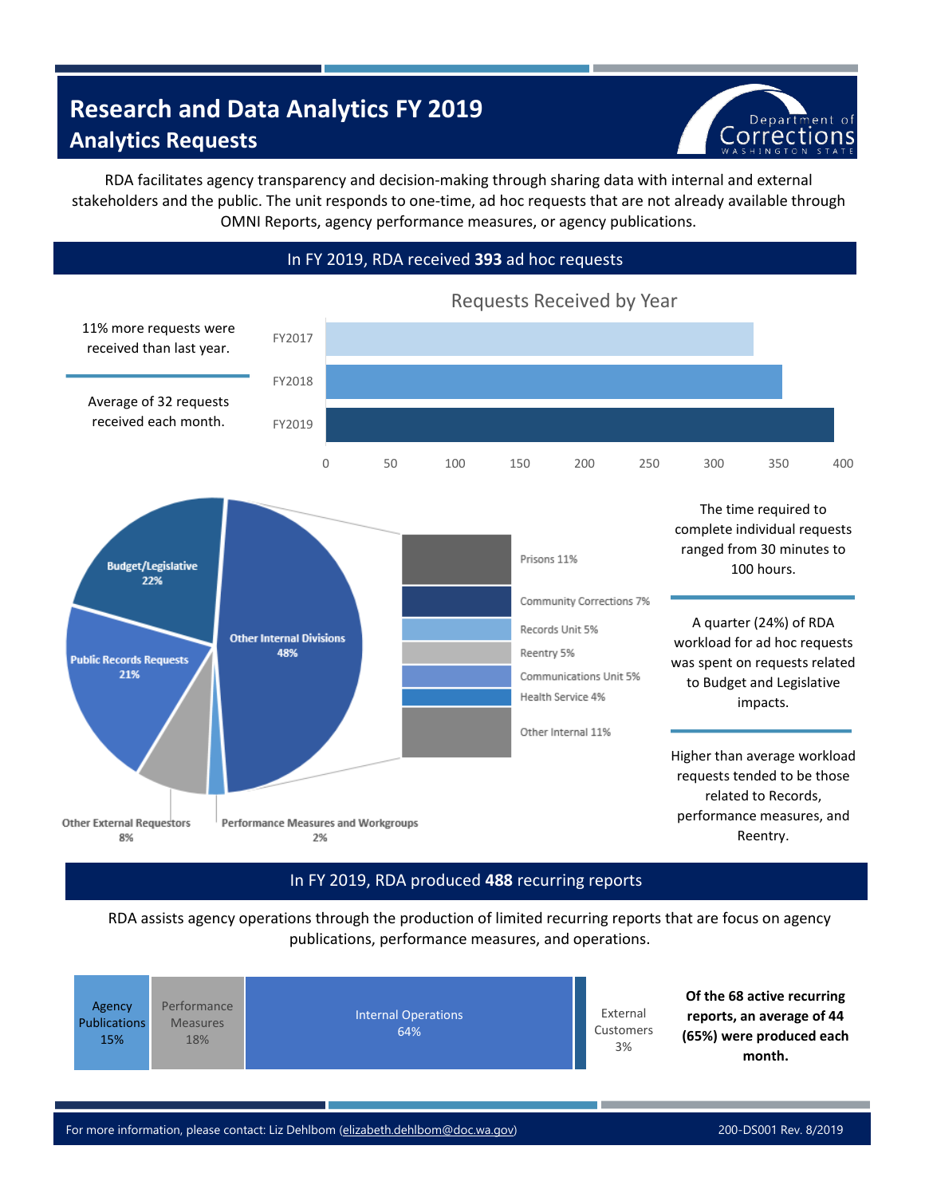# Research and Data Analytics FY 2019

## Analytics Requests

Department of Corrections WASHINGTON STATE

RDA facilitates agency transparency and decision-making through sharing data with internal and external stakeholders and the public. The unit responds to one-time, ad hoc requests that are not already available through OMNI Reports, agency performance measures, or agency publications.

### In FY 2019, RDA received **393** ad hoc requests

11% more requests were received than last year.

Average of 32 requests received each month.

Requests Received by Year

FY2017

FY2018

FY2019

0 50 100 150 200 250 300 350 400

Budget/Legislative 22%

Public Records Requests 21%

Other Internal Divisions 48%

Other External Requestors 8%

Performance Measures and Workgroups 2%

Prisons 11%

Community Corrections 7%

Records Unit 5%

Reentry 5%

Communications Unit 5%

Health Service 4%

Other Internal 11%

The time required to complete individual requests ranged from 30 minutes to 100 hours.

A quarter (24%) of RDA workload for ad hoc requests was spent on requests related to Budget and Legislative impacts.

Higher than average workload requests tended to be those related to Records, performance measures, and Reentry.

### In FY 2019, RDA produced **488** recurring reports

RDA assists agency operations through the production of limited recurring reports that are focus on agency publications, performance measures, and operations.

Agency Publications 15%

Performance Measures 18%

Internal Operations 64%

External Customers 3%

**Of the 68 active recurring reports, an average of 44 (65%) were produced each month.**

For more information, please contact: Liz Dehlbom (elizabeth.dehlbom@doc.wa.gov) 200-DS001 Rev. 8/2019